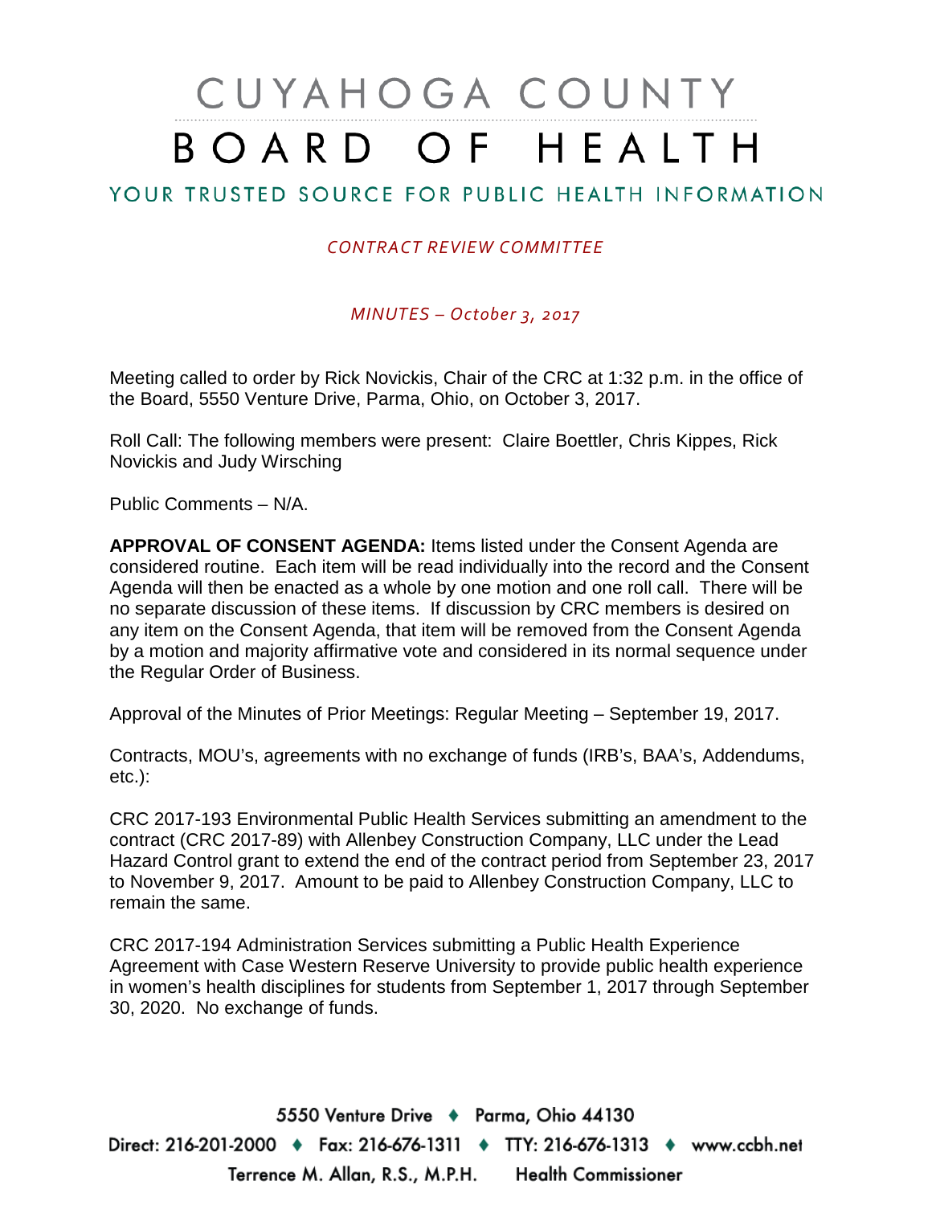# CUYAHOGA COUNTY BOARD OF HEALTH

YOUR TRUSTED SOURCE FOR PUBLIC HEALTH INFORMATION

*CONTRACT REVIEW COMMITTEE*

*MINUTES – October 3, 2017*

Meeting called to order by Rick Novickis, Chair of the CRC at 1:32 p.m. in the office of the Board, 5550 Venture Drive, Parma, Ohio, on October 3, 2017.

Roll Call: The following members were present: Claire Boettler, Chris Kippes, Rick Novickis and Judy Wirsching

Public Comments – N/A.

**APPROVAL OF CONSENT AGENDA:** Items listed under the Consent Agenda are considered routine. Each item will be read individually into the record and the Consent Agenda will then be enacted as a whole by one motion and one roll call. There will be no separate discussion of these items. If discussion by CRC members is desired on any item on the Consent Agenda, that item will be removed from the Consent Agenda by a motion and majority affirmative vote and considered in its normal sequence under the Regular Order of Business.

Approval of the Minutes of Prior Meetings: Regular Meeting – September 19, 2017.

Contracts, MOU's, agreements with no exchange of funds (IRB's, BAA's, Addendums, etc.):

CRC 2017-193 Environmental Public Health Services submitting an amendment to the contract (CRC 2017-89) with Allenbey Construction Company, LLC under the Lead Hazard Control grant to extend the end of the contract period from September 23, 2017 to November 9, 2017. Amount to be paid to Allenbey Construction Company, LLC to remain the same.

CRC 2017-194 Administration Services submitting a Public Health Experience Agreement with Case Western Reserve University to provide public health experience in women's health disciplines for students from September 1, 2017 through September 30, 2020. No exchange of funds.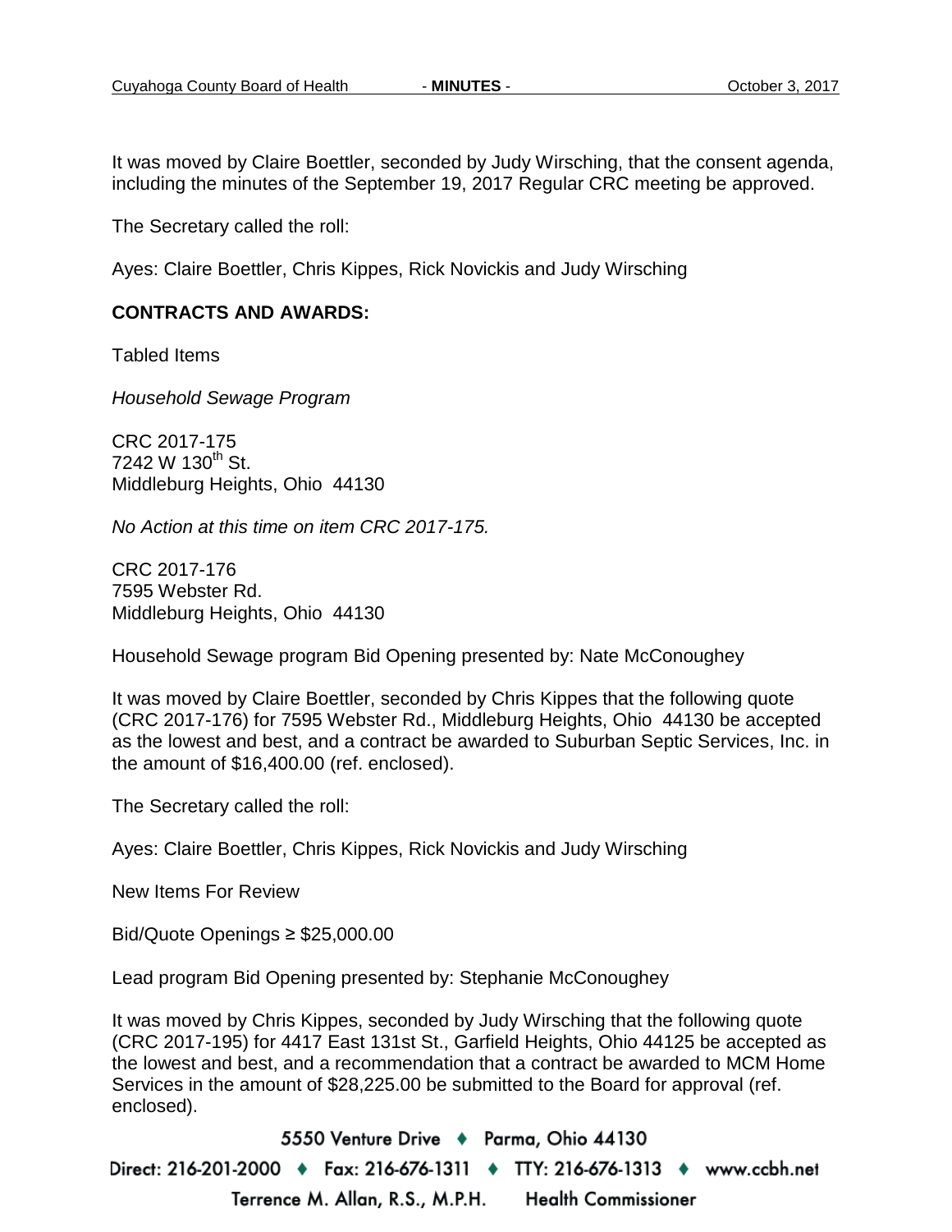It was moved by Claire Boettler, seconded by Judy Wirsching, that the consent agenda, including the minutes of the September 19, 2017 Regular CRC meeting be approved.

The Secretary called the roll:

Ayes: Claire Boettler, Chris Kippes, Rick Novickis and Judy Wirsching

**CONTRACTS AND AWARDS:**

Tabled Items

*Household Sewage Program*

CRC 2017-175
7242 W 130th St.
Middleburg Heights, Ohio 44130

*No Action at this time on item CRC 2017-175.*

CRC 2017-176
7595 Webster Rd.
Middleburg Heights, Ohio 44130

Household Sewage program Bid Opening presented by: Nate McConoughey

It was moved by Claire Boettler, seconded by Chris Kippes that the following quote (CRC 2017-176) for 7595 Webster Rd., Middleburg Heights, Ohio 44130 be accepted as the lowest and best, and a contract be awarded to Suburban Septic Services, Inc. in the amount of $16,400.00 (ref. enclosed).

The Secretary called the roll:

Ayes: Claire Boettler, Chris Kippes, Rick Novickis and Judy Wirsching

New Items For Review

Bid/Quote Openings ≥ $25,000.00

Lead program Bid Opening presented by: Stephanie McConoughey

It was moved by Chris Kippes, seconded by Judy Wirsching that the following quote (CRC 2017-195) for 4417 East 131st St., Garfield Heights, Ohio 44125 be accepted as the lowest and best, and a recommendation that a contract be awarded to MCM Home Services in the amount of $28,225.00 be submitted to the Board for approval (ref. enclosed).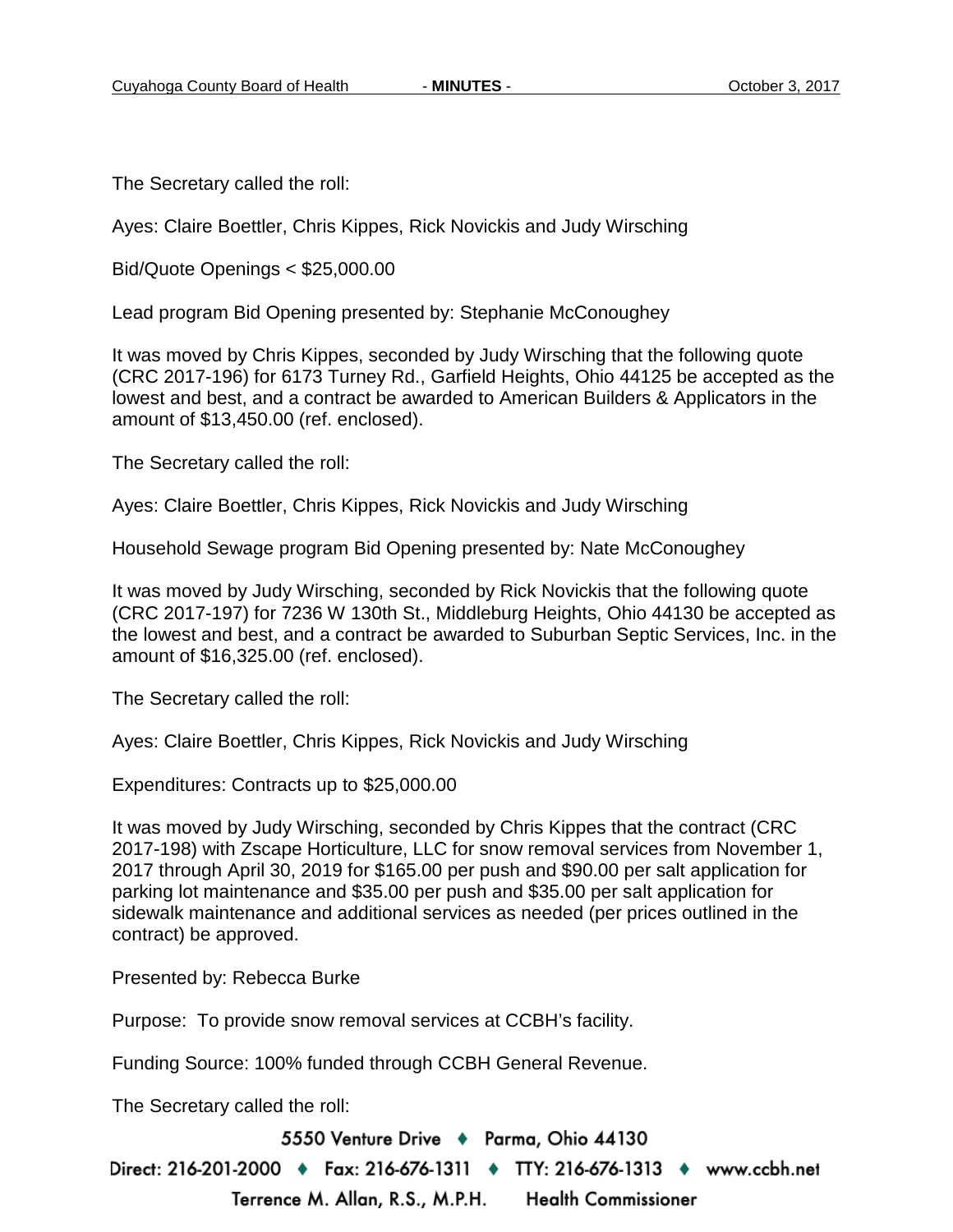The Secretary called the roll:

Ayes: Claire Boettler, Chris Kippes, Rick Novickis and Judy Wirsching

Bid/Quote Openings < $25,000.00

Lead program Bid Opening presented by: Stephanie McConoughey

It was moved by Chris Kippes, seconded by Judy Wirsching that the following quote (CRC 2017-196) for 6173 Turney Rd., Garfield Heights, Ohio 44125 be accepted as the lowest and best, and a contract be awarded to American Builders & Applicators in the amount of $13,450.00 (ref. enclosed).

The Secretary called the roll:

Ayes: Claire Boettler, Chris Kippes, Rick Novickis and Judy Wirsching

Household Sewage program Bid Opening presented by: Nate McConoughey

It was moved by Judy Wirsching, seconded by Rick Novickis that the following quote (CRC 2017-197) for 7236 W 130th St., Middleburg Heights, Ohio 44130 be accepted as the lowest and best, and a contract be awarded to Suburban Septic Services, Inc. in the amount of $16,325.00 (ref. enclosed).

The Secretary called the roll:

Ayes: Claire Boettler, Chris Kippes, Rick Novickis and Judy Wirsching

Expenditures: Contracts up to $25,000.00

It was moved by Judy Wirsching, seconded by Chris Kippes that the contract (CRC 2017-198) with Zscape Horticulture, LLC for snow removal services from November 1, 2017 through April 30, 2019 for $165.00 per push and $90.00 per salt application for parking lot maintenance and $35.00 per push and $35.00 per salt application for sidewalk maintenance and additional services as needed (per prices outlined in the contract) be approved.

Presented by: Rebecca Burke

Purpose: To provide snow removal services at CCBH's facility.

Funding Source: 100% funded through CCBH General Revenue.

The Secretary called the roll: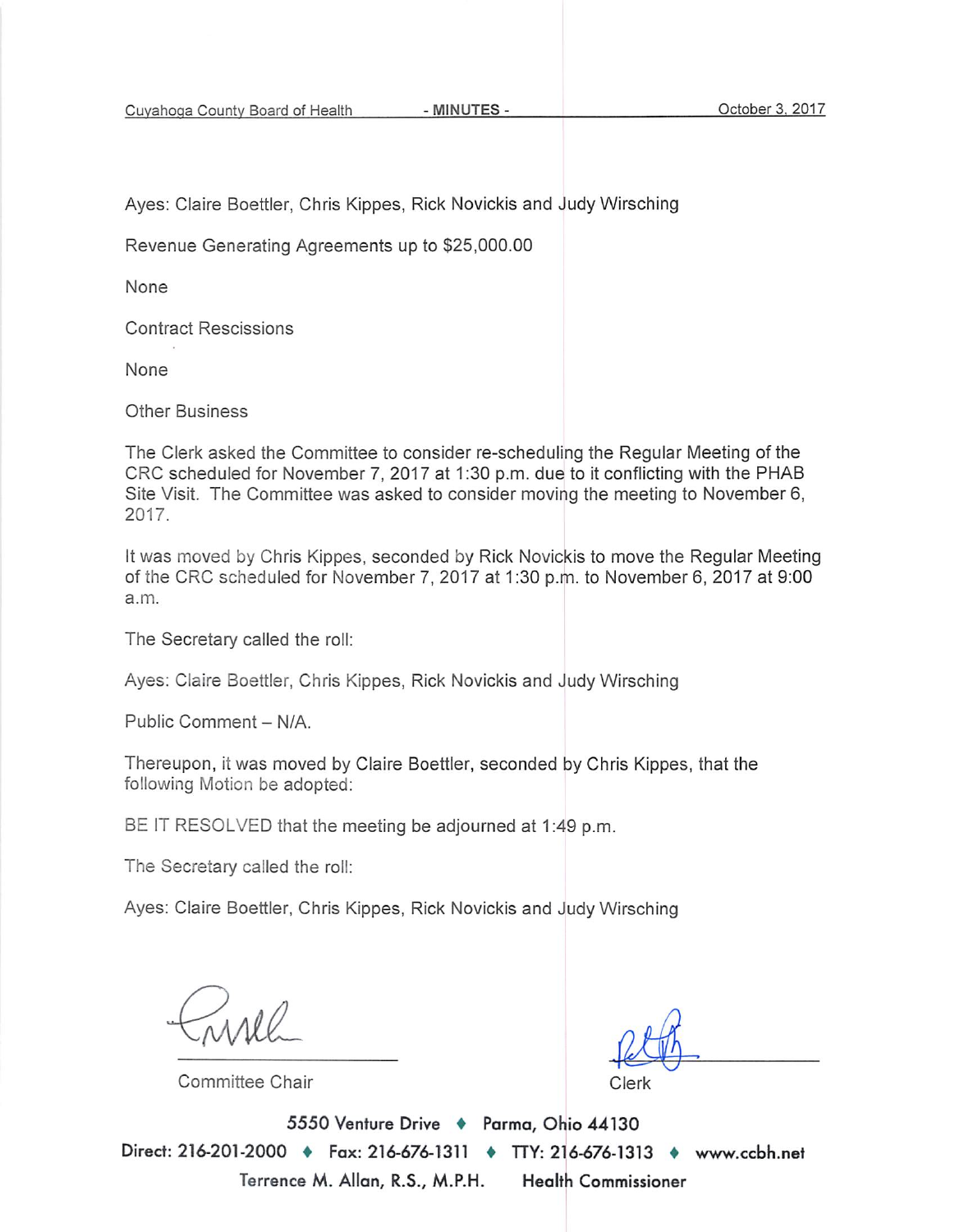Ayes: Claire Boettler, Chris Kippes, Rick Novickis and Judy Wirsching

Revenue Generating Agreements up to $25,000.00

None

Contract Rescissions

None

Other Business

The Clerk asked the Committee to consider re-scheduling the Regular Meeting of the CRC scheduled for November 7, 2017 at 1:30 p.m. due to it conflicting with the PHAB Site Visit. The Committee was asked to consider moving the meeting to November 6, 2017.

It was moved by Chris Kippes, seconded by Rick Novickis to move the Regular Meeting of the CRC scheduled for November 7, 2017 at 1:30 p.m. to November 6, 2017 at 9:00 a.m.

The Secretary called the roll:

Ayes: Claire Boettler, Chris Kippes, Rick Novickis and Judy Wirsching

Public Comment – N/A.

Thereupon, it was moved by Claire Boettler, seconded by Chris Kippes, that the following Motion be adopted:

BE IT RESOLVED that the meeting be adjourned at 1:49 p.m.

The Secretary called the roll:

Ayes: Claire Boettler, Chris Kippes, Rick Novickis and Judy Wirsching

Committee Chair

Clerk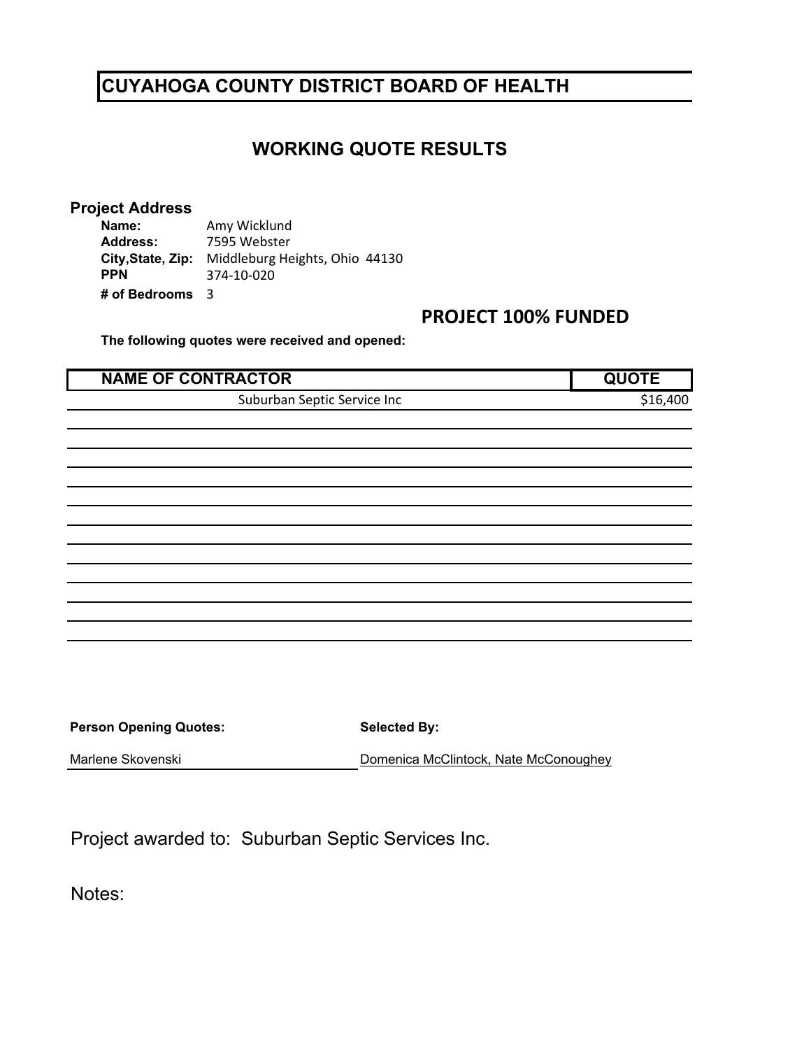# CUYAHOGA COUNTY DISTRICT BOARD OF HEALTH

## WORKING QUOTE RESULTS

**Project Address**

**Name:** Amy Wicklund
**Address:** 7595 Webster
**City,State, Zip:** Middleburg Heights, Ohio 44130
**PPN** 374-10-020
**# of Bedrooms** 3

**PROJECT 100% FUNDED**

**The following quotes were received and opened:**

| NAME OF CONTRACTOR | QUOTE |
|---|---|
| Suburban Septic Service Inc | $16,400 |
| | |
| | |
| | |
| | |
| | |
| | |
| | |
| | |
| | |
| | |
| | |
| | |

**Person Opening Quotes:** Marlene Skovenski

**Selected By:** Domenica McClintock, Nate McConoughey

Project awarded to: Suburban Septic Services Inc.

Notes: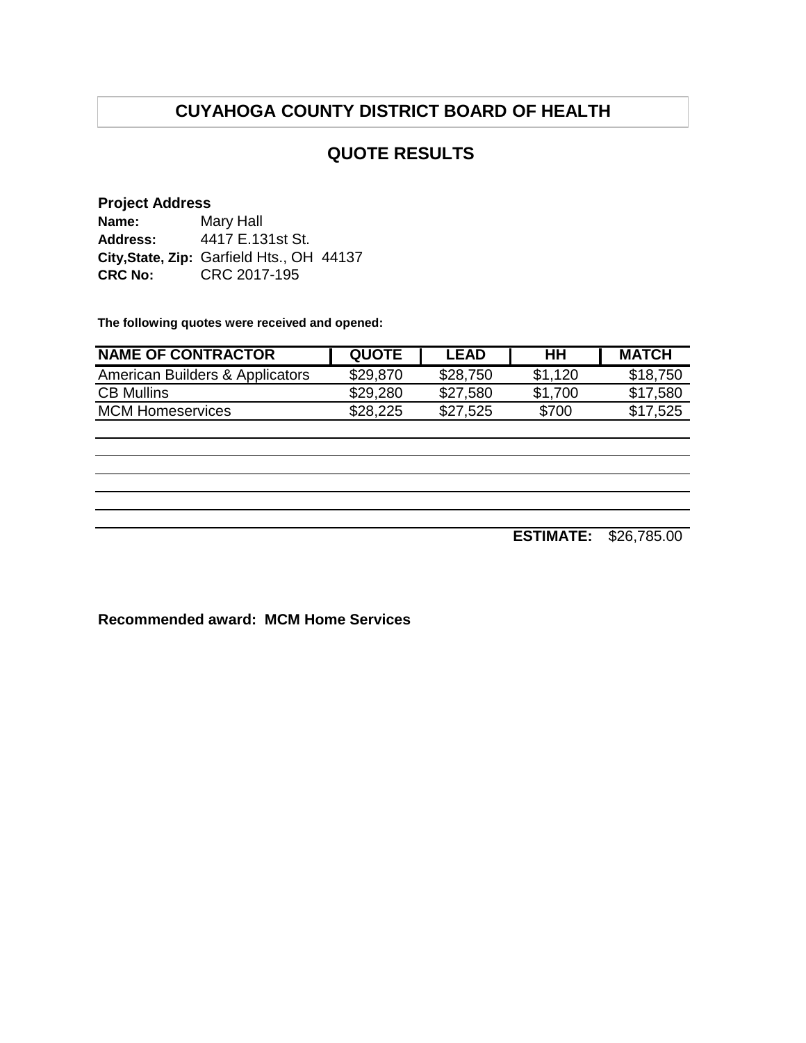# CUYAHOGA COUNTY DISTRICT BOARD OF HEALTH

## QUOTE RESULTS

**Project Address**

**Name:** Mary Hall
**Address:** 4417 E.131st St.
**City,State, Zip:** Garfield Hts., OH 44137
**CRC No:** CRC 2017-195

**The following quotes were received and opened:**

| NAME OF CONTRACTOR | QUOTE | LEAD | HH | MATCH |
|---|---|---|---|---|
| American Builders & Applicators | $29,870 | $28,750 | $1,120 | $18,750 |
| CB Mullins | $29,280 | $27,580 | $1,700 | $17,580 |
| MCM Homeservices | $28,225 | $27,525 | $700 | $17,525 |
| | | | | |
| | | | | |
| | | | | |
| | | | | |
| | | | | |
| | | | **ESTIMATE:** | $26,785.00 |

**Recommended award: MCM Home Services**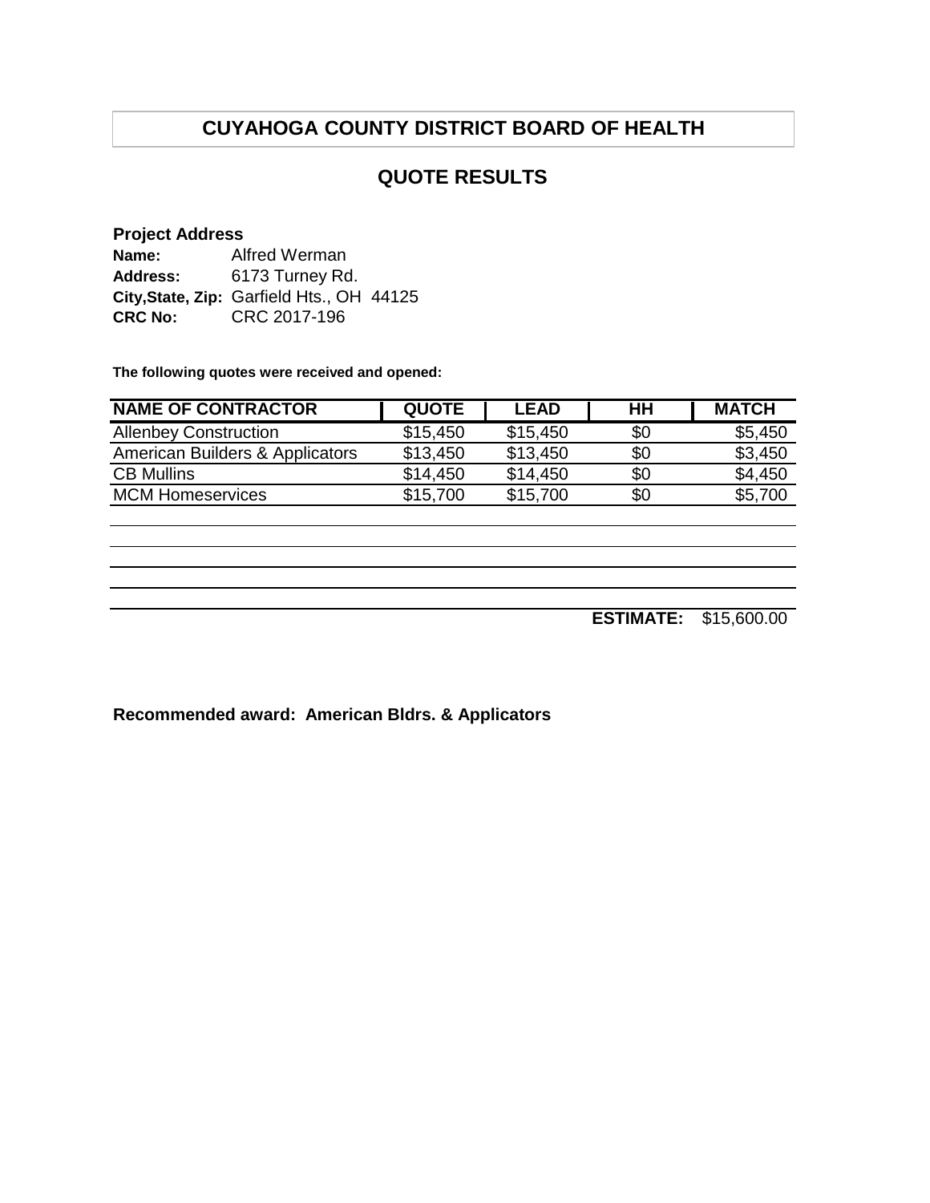# CUYAHOGA COUNTY DISTRICT BOARD OF HEALTH

## QUOTE RESULTS

**Project Address**

**Name:** Alfred Werman
**Address:** 6173 Turney Rd.
**City,State, Zip:** Garfield Hts., OH 44125
**CRC No:** CRC 2017-196

**The following quotes were received and opened:**

| NAME OF CONTRACTOR | QUOTE | LEAD | HH | MATCH |
|---|---|---|---|---|
| Allenbey Construction | $15,450 | $15,450 | $0 | $5,450 |
| American Builders & Applicators | $13,450 | $13,450 | $0 | $3,450 |
| CB Mullins | $14,450 | $14,450 | $0 | $4,450 |
| MCM Homeservices | $15,700 | $15,700 | $0 | $5,700 |

**ESTIMATE:** $15,600.00

**Recommended award: American Bldrs. & Applicators**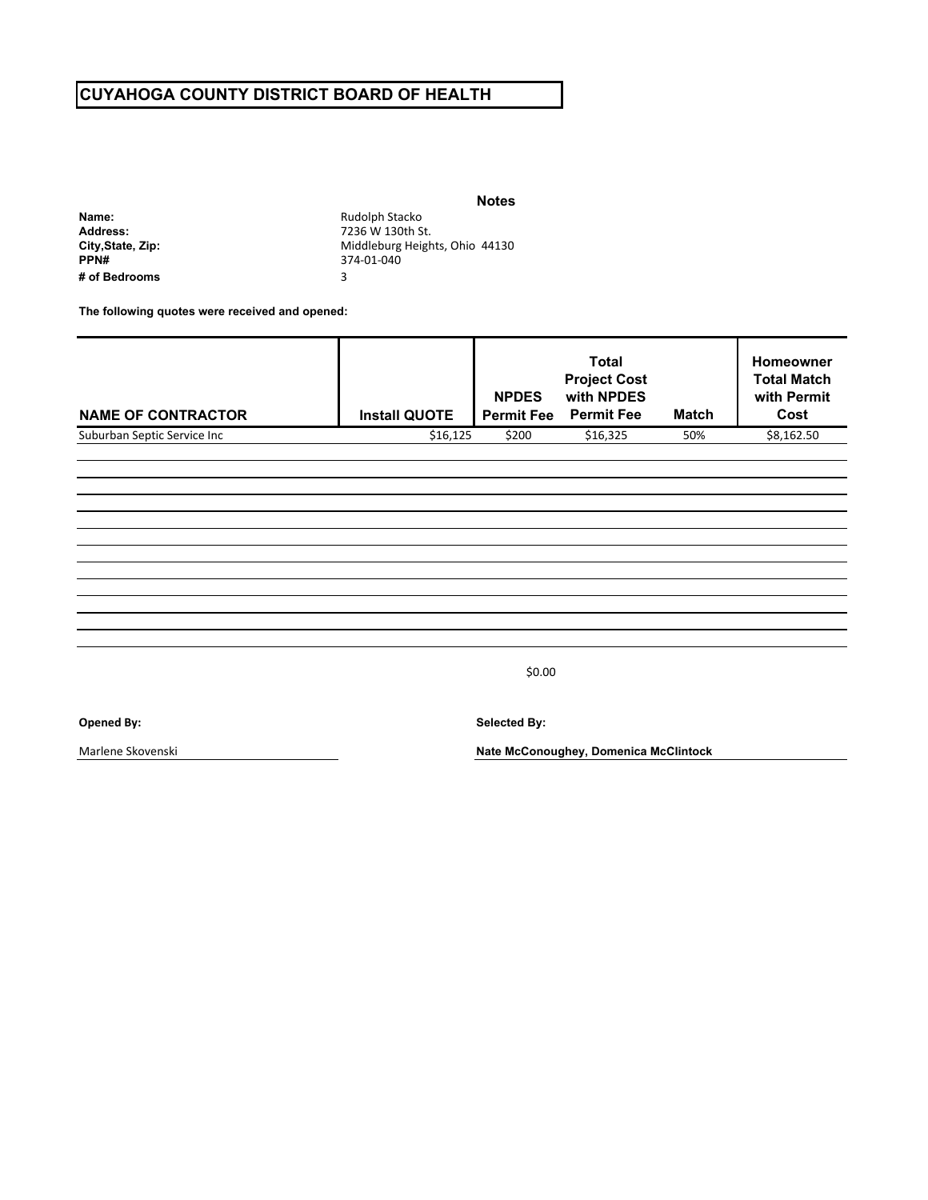# CUYAHOGA COUNTY DISTRICT BOARD OF HEALTH

**Notes**

**Name:** Rudolph Stacko
**Address:** 7236 W 130th St.
**City,State, Zip:** Middleburg Heights, Ohio 44130
**PPN#** 374-01-040
**# of Bedrooms** 3

**The following quotes were received and opened:**

| NAME OF CONTRACTOR | Install QUOTE | NPDES Permit Fee | Total Project Cost with NPDES Permit Fee | Match | Homeowner Total Match with Permit Cost |
|---|---|---|---|---|---|
| Suburban Septic Service Inc | $16,125 | $200 | $16,325 | 50% | $8,162.50 |

$0.00

**Opened By:** Marlene Skovenski

**Selected By:** Nate McConoughey, Domenica McClintock